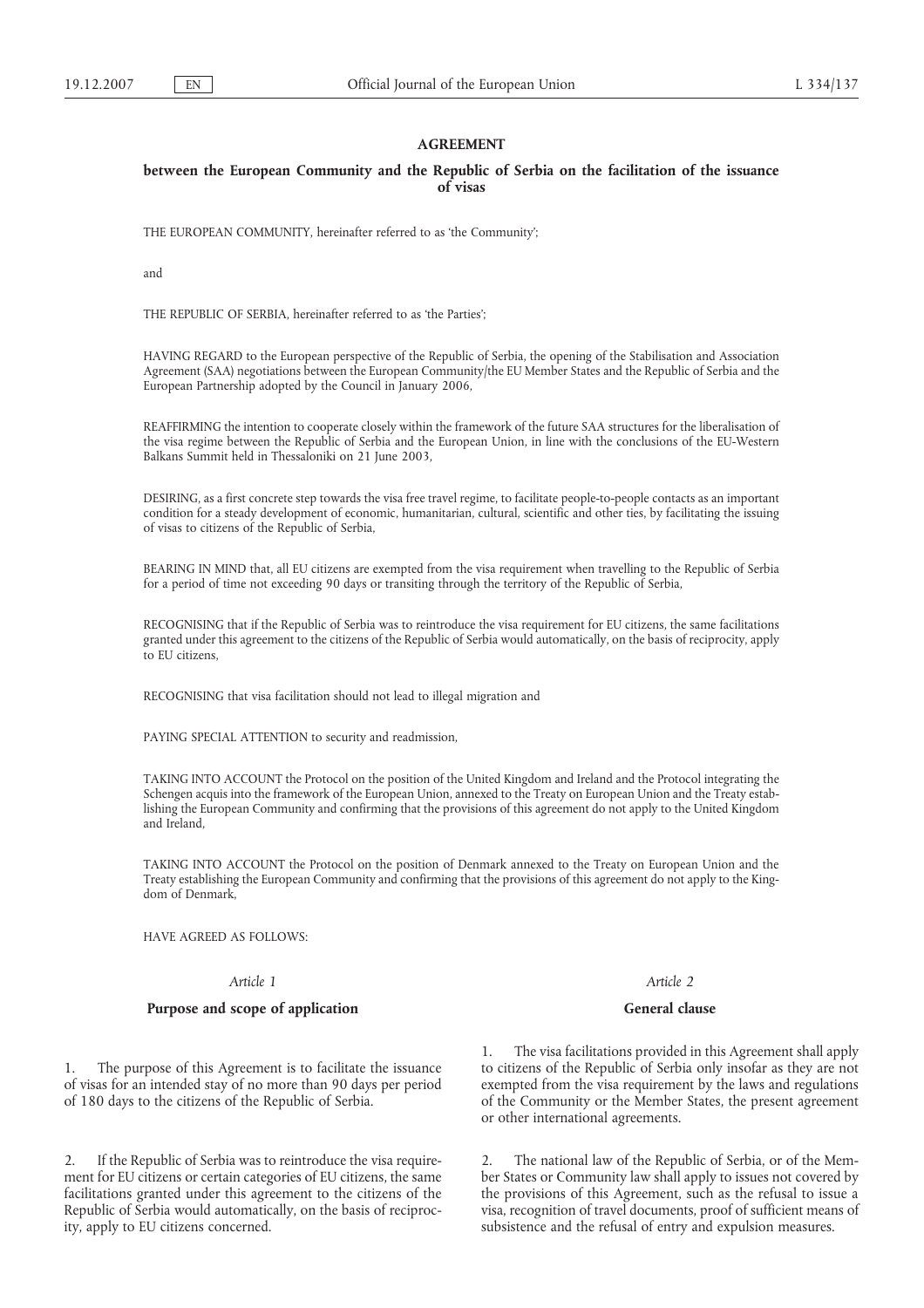# AGREEMENT

## between the European Community and the Republic of Serbia on the facilitation of the issuance of visas

THE EUROPEAN COMMUNITY, hereinafter referred to as 'the Community';

and

THE REPUBLIC OF SERBIA, hereinafter referred to as 'the Parties';

HAVING REGARD to the European perspective of the Republic of Serbia, the opening of the Stabilisation and Association Agreement (SAA) negotiations between the European Community/the EU Member States and the Republic of Serbia and the European Partnership adopted by the Council in January 2006,

REAFFIRMING the intention to cooperate closely within the framework of the future SAA structures for the liberalisation of the visa regime between the Republic of Serbia and the European Union, in line with the conclusions of the EU-Western Balkans Summit held in Thessaloniki on 21 June 2003,

DESIRING, as a first concrete step towards the visa free travel regime, to facilitate people-to-people contacts as an important condition for a steady development of economic, humanitarian, cultural, scientific and other ties, by facilitating the issuing of visas to citizens of the Republic of Serbia,

BEARING IN MIND that, all EU citizens are exempted from the visa requirement when travelling to the Republic of Serbia for a period of time not exceeding 90 days or transiting through the territory of the Republic of Serbia,

RECOGNISING that if the Republic of Serbia was to reintroduce the visa requirement for EU citizens, the same facilitations granted under this agreement to the citizens of the Republic of Serbia would automatically, on the basis of reciprocity, apply to EU citizens,

RECOGNISING that visa facilitation should not lead to illegal migration and

PAYING SPECIAL ATTENTION to security and readmission,

TAKING INTO ACCOUNT the Protocol on the position of the United Kingdom and Ireland and the Protocol integrating the Schengen acquis into the framework of the European Union, annexed to the Treaty on European Union and the Treaty establishing the European Community and confirming that the provisions of this agreement do not apply to the United Kingdom and Ireland,

TAKING INTO ACCOUNT the Protocol on the position of Denmark annexed to the Treaty on European Union and the Treaty establishing the European Community and confirming that the provisions of this agreement do not apply to the Kingdom of Denmark,

HAVE AGREED AS FOLLOWS:

*Article 1*

**Purpose and scope of application**

1. The purpose of this Agreement is to facilitate the issuance of visas for an intended stay of no more than 90 days per period of 180 days to the citizens of the Republic of Serbia.

2. If the Republic of Serbia was to reintroduce the visa requirement for EU citizens or certain categories of EU citizens, the same facilitations granted under this agreement to the citizens of the Republic of Serbia would automatically, on the basis of reciprocity, apply to EU citizens concerned.

*Article 2*

**General clause**

1. The visa facilitations provided in this Agreement shall apply to citizens of the Republic of Serbia only insofar as they are not exempted from the visa requirement by the laws and regulations of the Community or the Member States, the present agreement or other international agreements.

2. The national law of the Republic of Serbia, or of the Member States or Community law shall apply to issues not covered by the provisions of this Agreement, such as the refusal to issue a visa, recognition of travel documents, proof of sufficient means of subsistence and the refusal of entry and expulsion measures.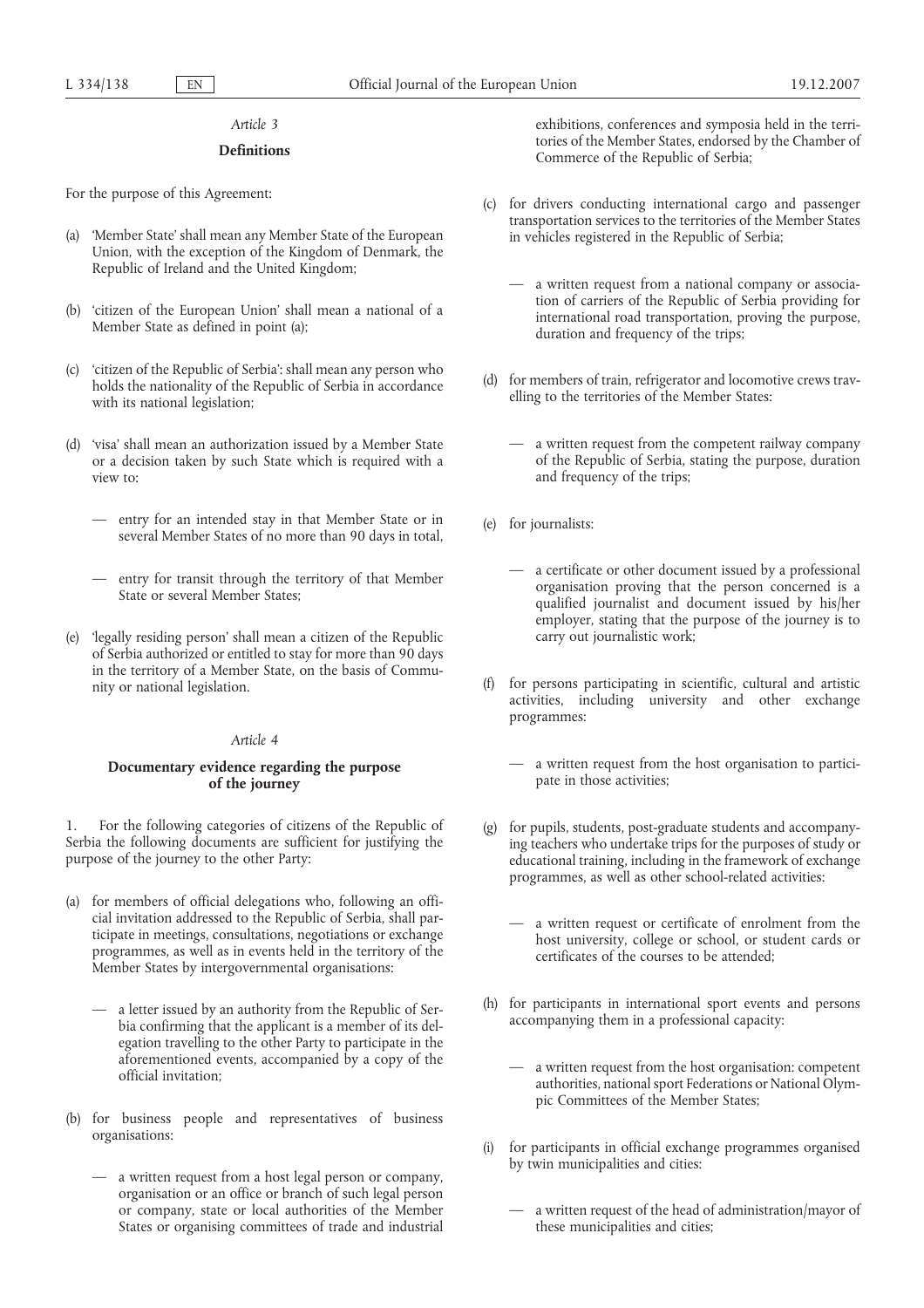*Article 3*

**Definitions**

For the purpose of this Agreement:

(a) 'Member State' shall mean any Member State of the European Union, with the exception of the Kingdom of Denmark, the Republic of Ireland and the United Kingdom;

(b) 'citizen of the European Union' shall mean a national of a Member State as defined in point (a);

(c) 'citizen of the Republic of Serbia': shall mean any person who holds the nationality of the Republic of Serbia in accordance with its national legislation;

(d) 'visa' shall mean an authorization issued by a Member State or a decision taken by such State which is required with a view to:

— entry for an intended stay in that Member State or in several Member States of no more than 90 days in total,

— entry for transit through the territory of that Member State or several Member States;

(e) 'legally residing person' shall mean a citizen of the Republic of Serbia authorized or entitled to stay for more than 90 days in the territory of a Member State, on the basis of Community or national legislation.

*Article 4*

**Documentary evidence regarding the purpose of the journey**

1. For the following categories of citizens of the Republic of Serbia the following documents are sufficient for justifying the purpose of the journey to the other Party:

(a) for members of official delegations who, following an official invitation addressed to the Republic of Serbia, shall participate in meetings, consultations, negotiations or exchange programmes, as well as in events held in the territory of the Member States by intergovernmental organisations:

— a letter issued by an authority from the Republic of Serbia confirming that the applicant is a member of its delegation travelling to the other Party to participate in the aforementioned events, accompanied by a copy of the official invitation;

(b) for business people and representatives of business organisations:

— a written request from a host legal person or company, organisation or an office or branch of such legal person or company, state or local authorities of the Member States or organising committees of trade and industrial exhibitions, conferences and symposia held in the territories of the Member States, endorsed by the Chamber of Commerce of the Republic of Serbia;

(c) for drivers conducting international cargo and passenger transportation services to the territories of the Member States in vehicles registered in the Republic of Serbia;

— a written request from a national company or association of carriers of the Republic of Serbia providing for international road transportation, proving the purpose, duration and frequency of the trips;

(d) for members of train, refrigerator and locomotive crews travelling to the territories of the Member States:

— a written request from the competent railway company of the Republic of Serbia, stating the purpose, duration and frequency of the trips;

(e) for journalists:

— a certificate or other document issued by a professional organisation proving that the person concerned is a qualified journalist and document issued by his/her employer, stating that the purpose of the journey is to carry out journalistic work;

(f) for persons participating in scientific, cultural and artistic activities, including university and other exchange programmes:

— a written request from the host organisation to participate in those activities;

(g) for pupils, students, post-graduate students and accompanying teachers who undertake trips for the purposes of study or educational training, including in the framework of exchange programmes, as well as other school-related activities:

— a written request or certificate of enrolment from the host university, college or school, or student cards or certificates of the courses to be attended;

(h) for participants in international sport events and persons accompanying them in a professional capacity:

— a written request from the host organisation: competent authorities, national sport Federations or National Olympic Committees of the Member States;

(i) for participants in official exchange programmes organised by twin municipalities and cities:

— a written request of the head of administration/mayor of these municipalities and cities;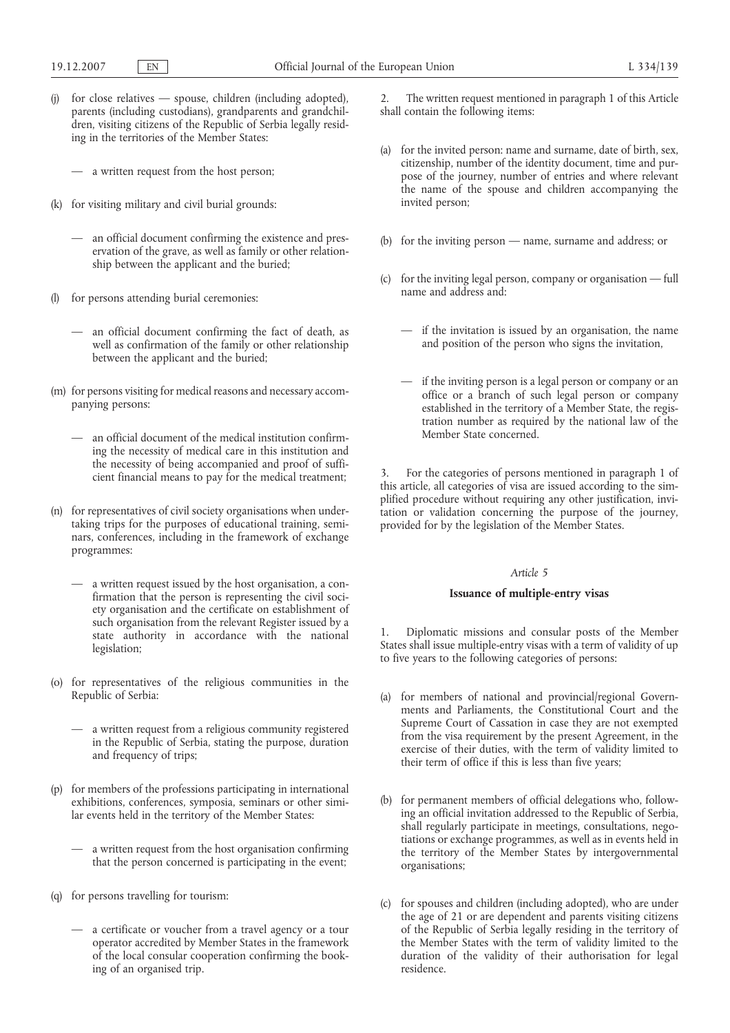(j) for close relatives — spouse, children (including adopted), parents (including custodians), grandparents and grandchildren, visiting citizens of the Republic of Serbia legally residing in the territories of the Member States:

— a written request from the host person;

(k) for visiting military and civil burial grounds:

— an official document confirming the existence and preservation of the grave, as well as family or other relationship between the applicant and the buried;

(l) for persons attending burial ceremonies:

— an official document confirming the fact of death, as well as confirmation of the family or other relationship between the applicant and the buried;

(m) for persons visiting for medical reasons and necessary accompanying persons:

— an official document of the medical institution confirming the necessity of medical care in this institution and the necessity of being accompanied and proof of sufficient financial means to pay for the medical treatment;

(n) for representatives of civil society organisations when undertaking trips for the purposes of educational training, seminars, conferences, including in the framework of exchange programmes:

— a written request issued by the host organisation, a confirmation that the person is representing the civil society organisation and the certificate on establishment of such organisation from the relevant Register issued by a state authority in accordance with the national legislation;

(o) for representatives of the religious communities in the Republic of Serbia:

— a written request from a religious community registered in the Republic of Serbia, stating the purpose, duration and frequency of trips;

(p) for members of the professions participating in international exhibitions, conferences, symposia, seminars or other similar events held in the territory of the Member States:

— a written request from the host organisation confirming that the person concerned is participating in the event;

(q) for persons travelling for tourism:

— a certificate or voucher from a travel agency or a tour operator accredited by Member States in the framework of the local consular cooperation confirming the booking of an organised trip.

2. The written request mentioned in paragraph 1 of this Article shall contain the following items:

(a) for the invited person: name and surname, date of birth, sex, citizenship, number of the identity document, time and purpose of the journey, number of entries and where relevant the name of the spouse and children accompanying the invited person;

(b) for the inviting person — name, surname and address; or

(c) for the inviting legal person, company or organisation — full name and address and:

— if the invitation is issued by an organisation, the name and position of the person who signs the invitation,

— if the inviting person is a legal person or company or an office or a branch of such legal person or company established in the territory of a Member State, the registration number as required by the national law of the Member State concerned.

3. For the categories of persons mentioned in paragraph 1 of this article, all categories of visa are issued according to the simplified procedure without requiring any other justification, invitation or validation concerning the purpose of the journey, provided for by the legislation of the Member States.

*Article 5*

**Issuance of multiple-entry visas**

1. Diplomatic missions and consular posts of the Member States shall issue multiple-entry visas with a term of validity of up to five years to the following categories of persons:

(a) for members of national and provincial/regional Governments and Parliaments, the Constitutional Court and the Supreme Court of Cassation in case they are not exempted from the visa requirement by the present Agreement, in the exercise of their duties, with the term of validity limited to their term of office if this is less than five years;

(b) for permanent members of official delegations who, following an official invitation addressed to the Republic of Serbia, shall regularly participate in meetings, consultations, negotiations or exchange programmes, as well as in events held in the territory of the Member States by intergovernmental organisations;

(c) for spouses and children (including adopted), who are under the age of 21 or are dependent and parents visiting citizens of the Republic of Serbia legally residing in the territory of the Member States with the term of validity limited to the duration of the validity of their authorisation for legal residence.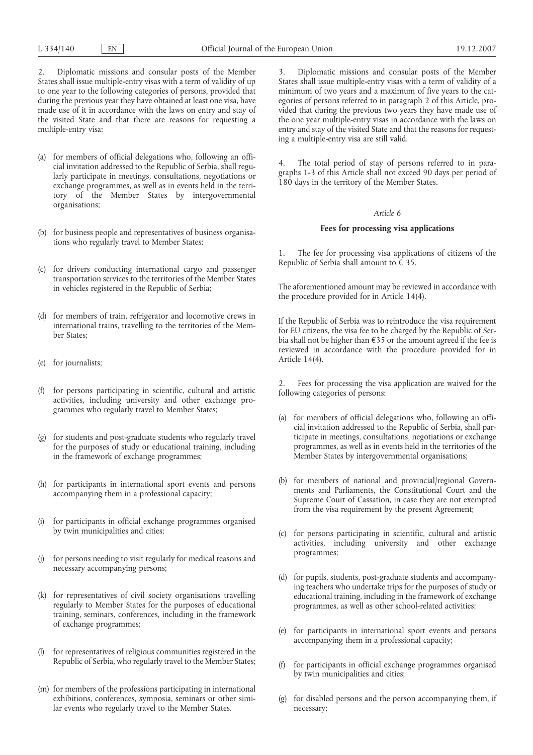2. Diplomatic missions and consular posts of the Member States shall issue multiple-entry visas with a term of validity of up to one year to the following categories of persons, provided that during the previous year they have obtained at least one visa, have made use of it in accordance with the laws on entry and stay of the visited State and that there are reasons for requesting a multiple-entry visa:

(a) for members of official delegations who, following an official invitation addressed to the Republic of Serbia, shall regularly participate in meetings, consultations, negotiations or exchange programmes, as well as in events held in the territory of the Member States by intergovernmental organisations;

(b) for business people and representatives of business organisations who regularly travel to Member States;

(c) for drivers conducting international cargo and passenger transportation services to the territories of the Member States in vehicles registered in the Republic of Serbia;

(d) for members of train, refrigerator and locomotive crews in international trains, travelling to the territories of the Member States;

(e) for journalists;

(f) for persons participating in scientific, cultural and artistic activities, including university and other exchange programmes who regularly travel to Member States;

(g) for students and post-graduate students who regularly travel for the purposes of study or educational training, including in the framework of exchange programmes;

(h) for participants in international sport events and persons accompanying them in a professional capacity;

(i) for participants in official exchange programmes organised by twin municipalities and cities;

(j) for persons needing to visit regularly for medical reasons and necessary accompanying persons;

(k) for representatives of civil society organisations travelling regularly to Member States for the purposes of educational training, seminars, conferences, including in the framework of exchange programmes;

(l) for representatives of religious communities registered in the Republic of Serbia, who regularly travel to the Member States;

(m) for members of the professions participating in international exhibitions, conferences, symposia, seminars or other similar events who regularly travel to the Member States.

3. Diplomatic missions and consular posts of the Member States shall issue multiple-entry visas with a term of validity of a minimum of two years and a maximum of five years to the categories of persons referred to in paragraph 2 of this Article, provided that during the previous two years they have made use of the one year multiple-entry visas in accordance with the laws on entry and stay of the visited State and that the reasons for requesting a multiple-entry visa are still valid.

4. The total period of stay of persons referred to in paragraphs 1-3 of this Article shall not exceed 90 days per period of 180 days in the territory of the Member States.

*Article 6*

**Fees for processing visa applications**

1. The fee for processing visa applications of citizens of the Republic of Serbia shall amount to € 35.

The aforementioned amount may be reviewed in accordance with the procedure provided for in Article 14(4).

If the Republic of Serbia was to reintroduce the visa requirement for EU citizens, the visa fee to be charged by the Republic of Serbia shall not be higher than €35 or the amount agreed if the fee is reviewed in accordance with the procedure provided for in Article 14(4).

2. Fees for processing the visa application are waived for the following categories of persons:

(a) for members of official delegations who, following an official invitation addressed to the Republic of Serbia, shall participate in meetings, consultations, negotiations or exchange programmes, as well as in events held in the territories of the Member States by intergovernmental organisations;

(b) for members of national and provincial/regional Governments and Parliaments, the Constitutional Court and the Supreme Court of Cassation, in case they are not exempted from the visa requirement by the present Agreement;

(c) for persons participating in scientific, cultural and artistic activities, including university and other exchange programmes;

(d) for pupils, students, post-graduate students and accompanying teachers who undertake trips for the purposes of study or educational training, including in the framework of exchange programmes, as well as other school-related activities;

(e) for participants in international sport events and persons accompanying them in a professional capacity;

(f) for participants in official exchange programmes organised by twin municipalities and cities;

(g) for disabled persons and the person accompanying them, if necessary;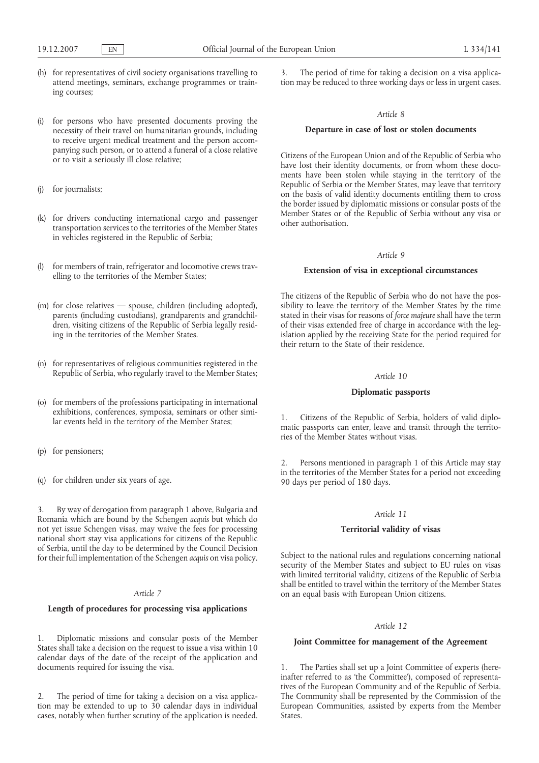(h) for representatives of civil society organisations travelling to attend meetings, seminars, exchange programmes or training courses;

(i) for persons who have presented documents proving the necessity of their travel on humanitarian grounds, including to receive urgent medical treatment and the person accompanying such person, or to attend a funeral of a close relative or to visit a seriously ill close relative;

(j) for journalists;

(k) for drivers conducting international cargo and passenger transportation services to the territories of the Member States in vehicles registered in the Republic of Serbia;

(l) for members of train, refrigerator and locomotive crews travelling to the territories of the Member States;

(m) for close relatives — spouse, children (including adopted), parents (including custodians), grandparents and grandchildren, visiting citizens of the Republic of Serbia legally residing in the territories of the Member States.

(n) for representatives of religious communities registered in the Republic of Serbia, who regularly travel to the Member States;

(o) for members of the professions participating in international exhibitions, conferences, symposia, seminars or other similar events held in the territory of the Member States;

(p) for pensioners;

(q) for children under six years of age.

3. By way of derogation from paragraph 1 above, Bulgaria and Romania which are bound by the Schengen *acquis* but which do not yet issue Schengen visas, may waive the fees for processing national short stay visa applications for citizens of the Republic of Serbia, until the day to be determined by the Council Decision for their full implementation of the Schengen *acquis* on visa policy.

*Article 7*

**Length of procedures for processing visa applications**

1. Diplomatic missions and consular posts of the Member States shall take a decision on the request to issue a visa within 10 calendar days of the date of the receipt of the application and documents required for issuing the visa.

2. The period of time for taking a decision on a visa application may be extended to up to 30 calendar days in individual cases, notably when further scrutiny of the application is needed.

3. The period of time for taking a decision on a visa application may be reduced to three working days or less in urgent cases.

*Article 8*

**Departure in case of lost or stolen documents**

Citizens of the European Union and of the Republic of Serbia who have lost their identity documents, or from whom these documents have been stolen while staying in the territory of the Republic of Serbia or the Member States, may leave that territory on the basis of valid identity documents entitling them to cross the border issued by diplomatic missions or consular posts of the Member States or of the Republic of Serbia without any visa or other authorisation.

*Article 9*

**Extension of visa in exceptional circumstances**

The citizens of the Republic of Serbia who do not have the possibility to leave the territory of the Member States by the time stated in their visas for reasons of *force majeure* shall have the term of their visas extended free of charge in accordance with the legislation applied by the receiving State for the period required for their return to the State of their residence.

*Article 10*

**Diplomatic passports**

1. Citizens of the Republic of Serbia, holders of valid diplomatic passports can enter, leave and transit through the territories of the Member States without visas.

2. Persons mentioned in paragraph 1 of this Article may stay in the territories of the Member States for a period not exceeding 90 days per period of 180 days.

*Article 11*

**Territorial validity of visas**

Subject to the national rules and regulations concerning national security of the Member States and subject to EU rules on visas with limited territorial validity, citizens of the Republic of Serbia shall be entitled to travel within the territory of the Member States on an equal basis with European Union citizens.

*Article 12*

**Joint Committee for management of the Agreement**

1. The Parties shall set up a Joint Committee of experts (hereinafter referred to as 'the Committee'), composed of representatives of the European Community and of the Republic of Serbia. The Community shall be represented by the Commission of the European Communities, assisted by experts from the Member States.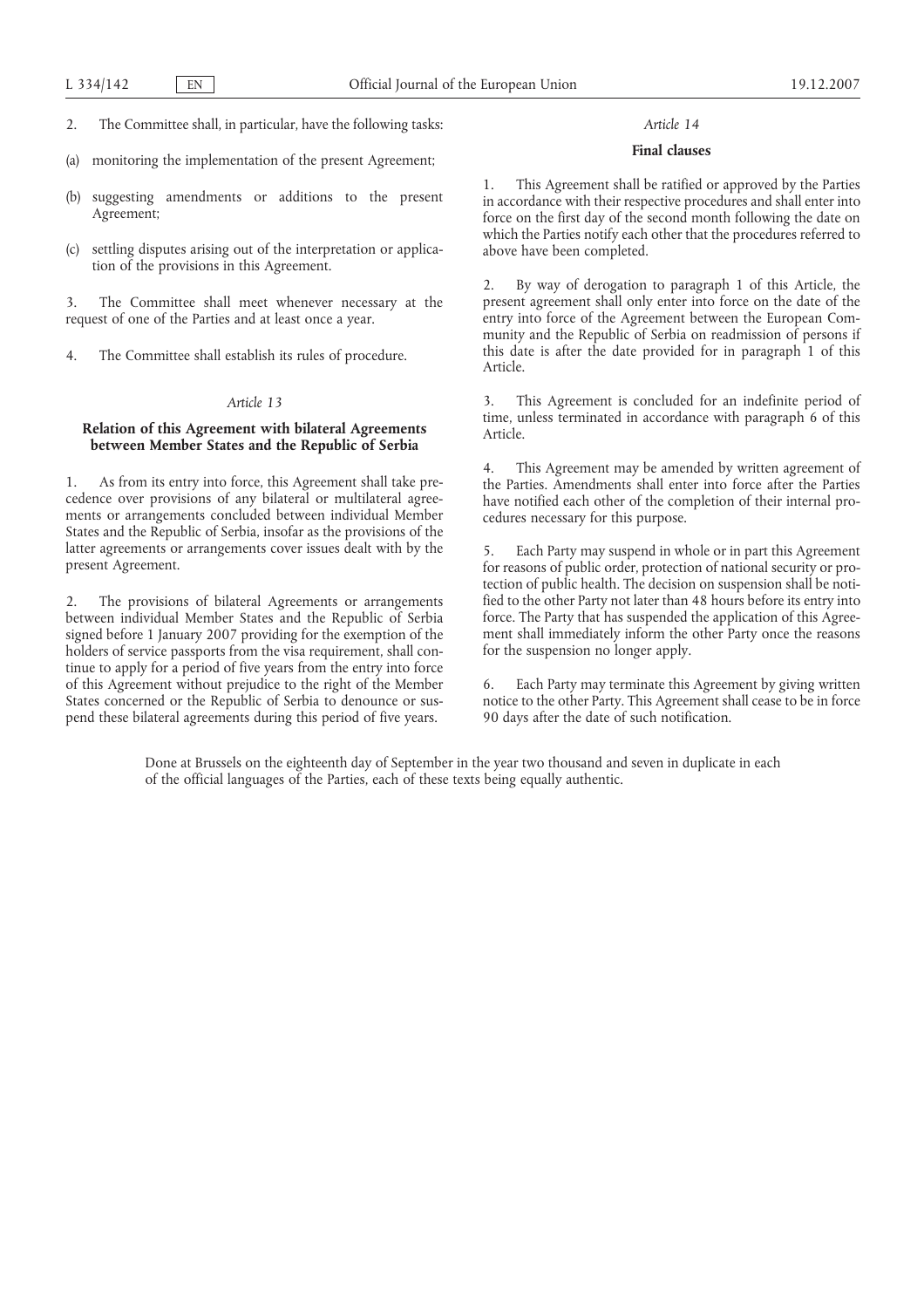2. The Committee shall, in particular, have the following tasks:

(a) monitoring the implementation of the present Agreement;

(b) suggesting amendments or additions to the present Agreement;

(c) settling disputes arising out of the interpretation or application of the provisions in this Agreement.

3. The Committee shall meet whenever necessary at the request of one of the Parties and at least once a year.

4. The Committee shall establish its rules of procedure.

*Article 13*

**Relation of this Agreement with bilateral Agreements between Member States and the Republic of Serbia**

1. As from its entry into force, this Agreement shall take precedence over provisions of any bilateral or multilateral agreements or arrangements concluded between individual Member States and the Republic of Serbia, insofar as the provisions of the latter agreements or arrangements cover issues dealt with by the present Agreement.

2. The provisions of bilateral Agreements or arrangements between individual Member States and the Republic of Serbia signed before 1 January 2007 providing for the exemption of the holders of service passports from the visa requirement, shall continue to apply for a period of five years from the entry into force of this Agreement without prejudice to the right of the Member States concerned or the Republic of Serbia to denounce or suspend these bilateral agreements during this period of five years.

*Article 14*

**Final clauses**

1. This Agreement shall be ratified or approved by the Parties in accordance with their respective procedures and shall enter into force on the first day of the second month following the date on which the Parties notify each other that the procedures referred to above have been completed.

2. By way of derogation to paragraph 1 of this Article, the present agreement shall only enter into force on the date of the entry into force of the Agreement between the European Community and the Republic of Serbia on readmission of persons if this date is after the date provided for in paragraph 1 of this Article.

3. This Agreement is concluded for an indefinite period of time, unless terminated in accordance with paragraph 6 of this Article.

4. This Agreement may be amended by written agreement of the Parties. Amendments shall enter into force after the Parties have notified each other of the completion of their internal procedures necessary for this purpose.

5. Each Party may suspend in whole or in part this Agreement for reasons of public order, protection of national security or protection of public health. The decision on suspension shall be notified to the other Party not later than 48 hours before its entry into force. The Party that has suspended the application of this Agreement shall immediately inform the other Party once the reasons for the suspension no longer apply.

6. Each Party may terminate this Agreement by giving written notice to the other Party. This Agreement shall cease to be in force 90 days after the date of such notification.

Done at Brussels on the eighteenth day of September in the year two thousand and seven in duplicate in each of the official languages of the Parties, each of these texts being equally authentic.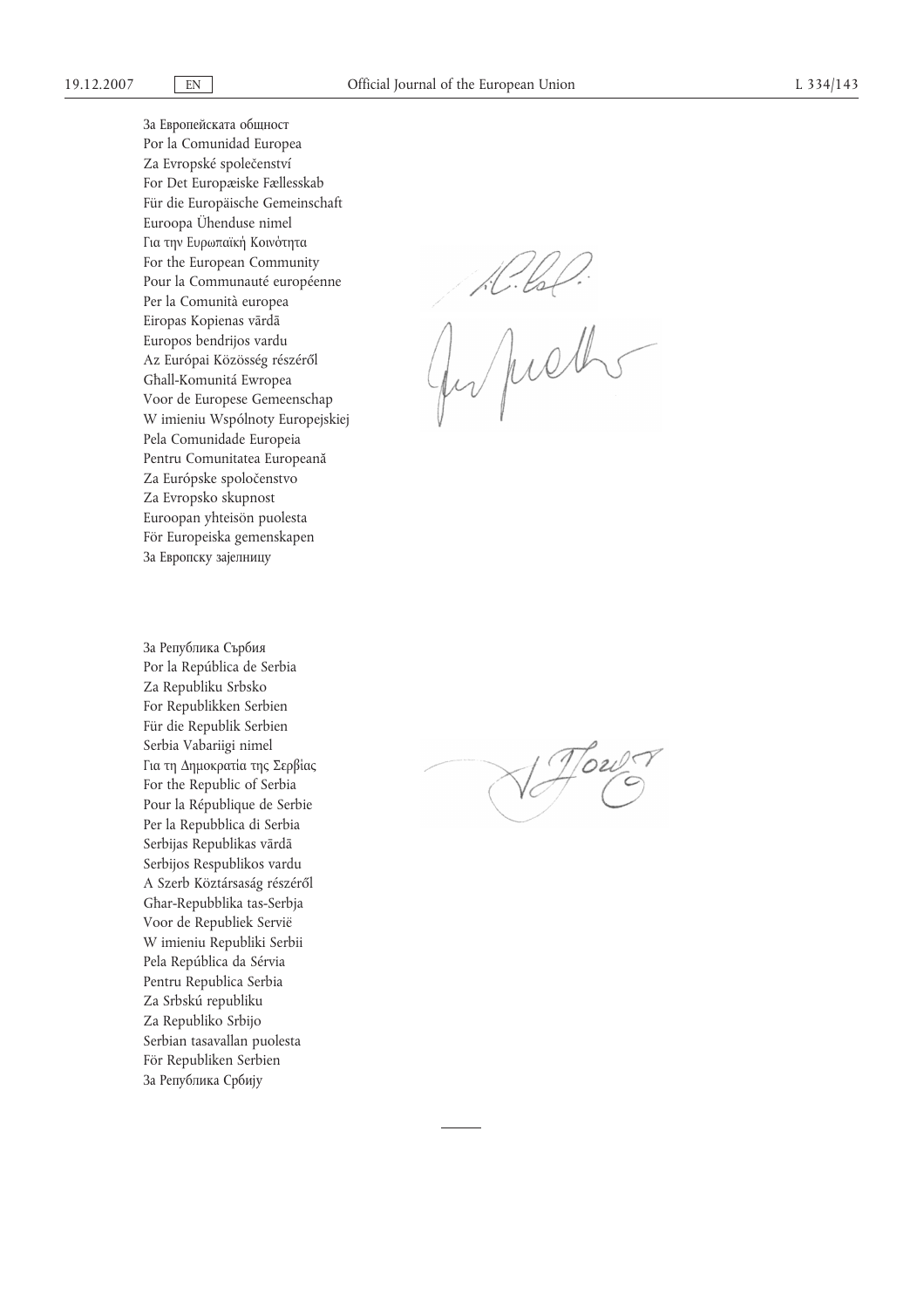За Европейската общност
Por la Comunidad Europea
Za Evropské společenství
For Det Europæiske Fællesskab
Für die Europäische Gemeinschaft
Euroopa Ühenduse nimel
Για την Ευρωπαϊκή Κοινότητα
For the European Community
Pour la Communauté européenne
Per la Comunità europea
Eiropas Kopienas vārdā
Europos bendrijos vardu
Az Európai Közösség részéről
Għall-Komunitá Ewropea
Voor de Europese Gemeenschap
W imieniu Wspólnoty Europejskiej
Pela Comunidade Europeia
Pentru Comunitatea Europeană
Za Európske spoločenstvo
Za Evropsko skupnost
Euroopan yhteisön puolesta
För Europeiska gemenskapen
За Европску заједницу

За Република Сърбия
Por la República de Serbia
Za Republiku Srbsko
For Republikken Serbien
Für die Republik Serbien
Serbia Vabariigi nimel
Για τη Δημοκρατία της Σερβίας
For the Republic of Serbia
Pour la République de Serbie
Per la Repubblica di Serbia
Serbijas Republikas vārdā
Serbijos Respublikos vardu
A Szerb Köztársaság részéről
Għar-Repubblika tas-Serbja
Voor de Republiek Servië
W imieniu Republiki Serbii
Pela República da Sérvia
Pentru Republica Serbia
Za Srbskú republiku
Za Republiko Srbijo
Serbian tasavallan puolesta
För Republiken Serbien
За Република Србију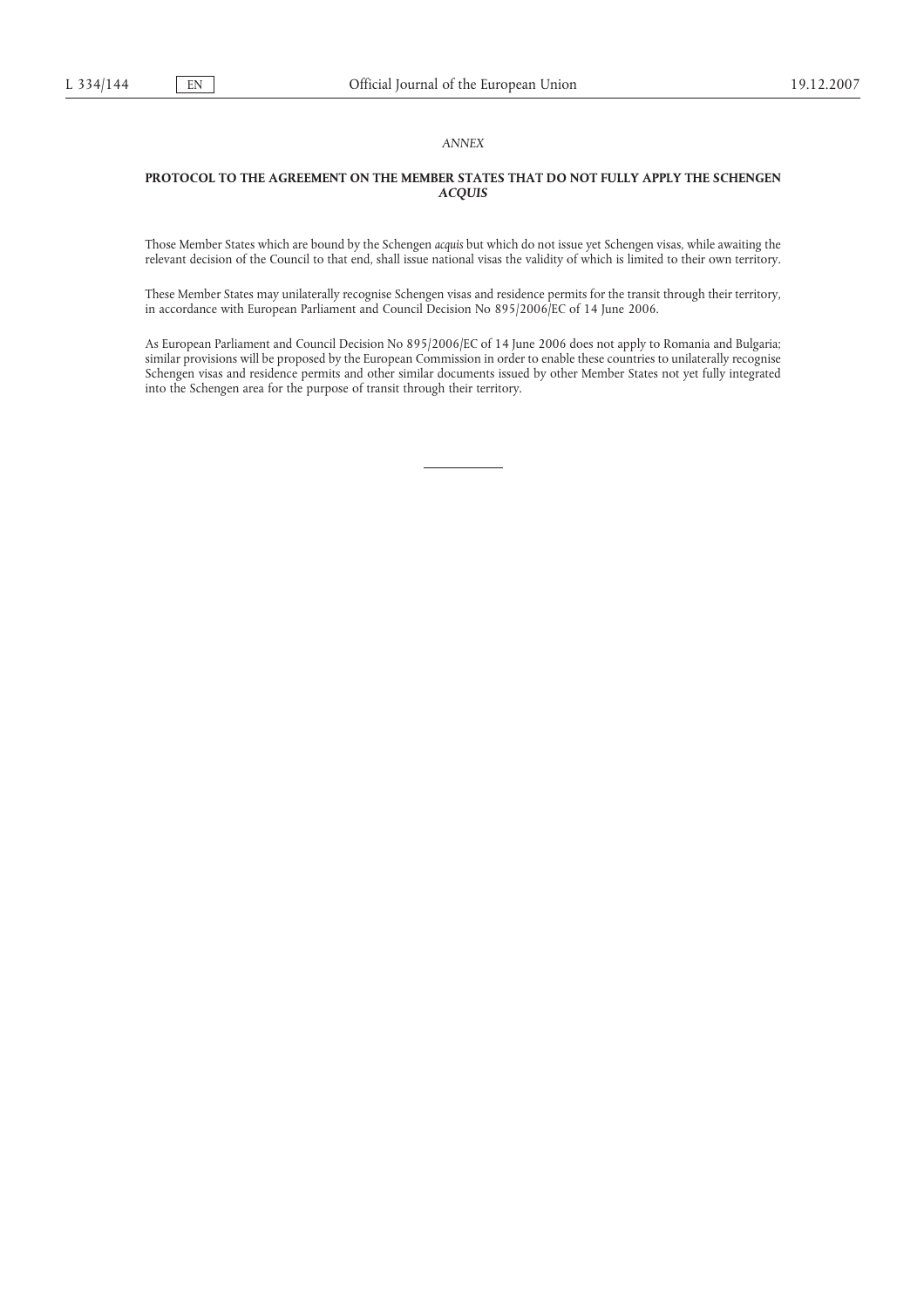*ANNEX*

**PROTOCOL TO THE AGREEMENT ON THE MEMBER STATES THAT DO NOT FULLY APPLY THE SCHENGEN *ACQUIS***

Those Member States which are bound by the Schengen *acquis* but which do not issue yet Schengen visas, while awaiting the relevant decision of the Council to that end, shall issue national visas the validity of which is limited to their own territory.

These Member States may unilaterally recognise Schengen visas and residence permits for the transit through their territory, in accordance with European Parliament and Council Decision No 895/2006/EC of 14 June 2006.

As European Parliament and Council Decision No 895/2006/EC of 14 June 2006 does not apply to Romania and Bulgaria; similar provisions will be proposed by the European Commission in order to enable these countries to unilaterally recognise Schengen visas and residence permits and other similar documents issued by other Member States not yet fully integrated into the Schengen area for the purpose of transit through their territory.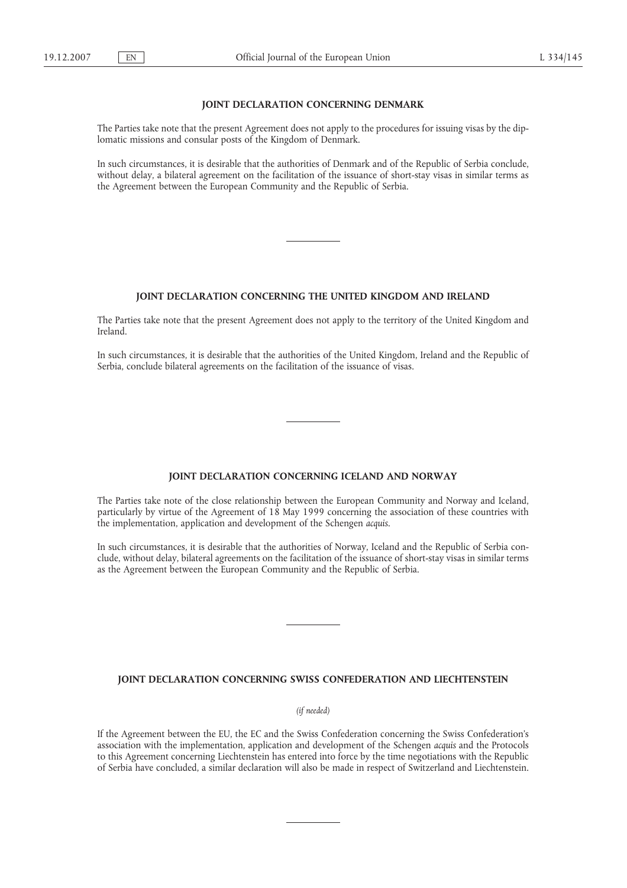## JOINT DECLARATION CONCERNING DENMARK

The Parties take note that the present Agreement does not apply to the procedures for issuing visas by the diplomatic missions and consular posts of the Kingdom of Denmark.

In such circumstances, it is desirable that the authorities of Denmark and of the Republic of Serbia conclude, without delay, a bilateral agreement on the facilitation of the issuance of short-stay visas in similar terms as the Agreement between the European Community and the Republic of Serbia.

## JOINT DECLARATION CONCERNING THE UNITED KINGDOM AND IRELAND

The Parties take note that the present Agreement does not apply to the territory of the United Kingdom and Ireland.

In such circumstances, it is desirable that the authorities of the United Kingdom, Ireland and the Republic of Serbia, conclude bilateral agreements on the facilitation of the issuance of visas.

## JOINT DECLARATION CONCERNING ICELAND AND NORWAY

The Parties take note of the close relationship between the European Community and Norway and Iceland, particularly by virtue of the Agreement of 18 May 1999 concerning the association of these countries with the implementation, application and development of the Schengen *acquis*.

In such circumstances, it is desirable that the authorities of Norway, Iceland and the Republic of Serbia conclude, without delay, bilateral agreements on the facilitation of the issuance of short-stay visas in similar terms as the Agreement between the European Community and the Republic of Serbia.

## JOINT DECLARATION CONCERNING SWISS CONFEDERATION AND LIECHTENSTEIN

*(if needed)*

If the Agreement between the EU, the EC and the Swiss Confederation concerning the Swiss Confederation's association with the implementation, application and development of the Schengen *acquis* and the Protocols to this Agreement concerning Liechtenstein has entered into force by the time negotiations with the Republic of Serbia have concluded, a similar declaration will also be made in respect of Switzerland and Liechtenstein.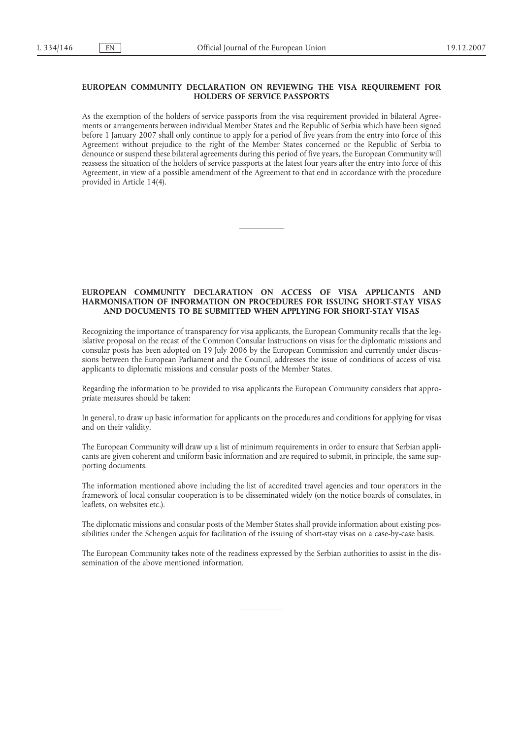## EUROPEAN COMMUNITY DECLARATION ON REVIEWING THE VISA REQUIREMENT FOR HOLDERS OF SERVICE PASSPORTS

As the exemption of the holders of service passports from the visa requirement provided in bilateral Agreements or arrangements between individual Member States and the Republic of Serbia which have been signed before 1 January 2007 shall only continue to apply for a period of five years from the entry into force of this Agreement without prejudice to the right of the Member States concerned or the Republic of Serbia to denounce or suspend these bilateral agreements during this period of five years, the European Community will reassess the situation of the holders of service passports at the latest four years after the entry into force of this Agreement, in view of a possible amendment of the Agreement to that end in accordance with the procedure provided in Article 14(4).

---

## EUROPEAN COMMUNITY DECLARATION ON ACCESS OF VISA APPLICANTS AND HARMONISATION OF INFORMATION ON PROCEDURES FOR ISSUING SHORT-STAY VISAS AND DOCUMENTS TO BE SUBMITTED WHEN APPLYING FOR SHORT-STAY VISAS

Recognizing the importance of transparency for visa applicants, the European Community recalls that the legislative proposal on the recast of the Common Consular Instructions on visas for the diplomatic missions and consular posts has been adopted on 19 July 2006 by the European Commission and currently under discussions between the European Parliament and the Council, addresses the issue of conditions of access of visa applicants to diplomatic missions and consular posts of the Member States.

Regarding the information to be provided to visa applicants the European Community considers that appropriate measures should be taken:

In general, to draw up basic information for applicants on the procedures and conditions for applying for visas and on their validity.

The European Community will draw up a list of minimum requirements in order to ensure that Serbian applicants are given coherent and uniform basic information and are required to submit, in principle, the same supporting documents.

The information mentioned above including the list of accredited travel agencies and tour operators in the framework of local consular cooperation is to be disseminated widely (on the notice boards of consulates, in leaflets, on websites etc.).

The diplomatic missions and consular posts of the Member States shall provide information about existing possibilities under the Schengen *acquis* for facilitation of the issuing of short-stay visas on a case-by-case basis.

The European Community takes note of the readiness expressed by the Serbian authorities to assist in the dissemination of the above mentioned information.

---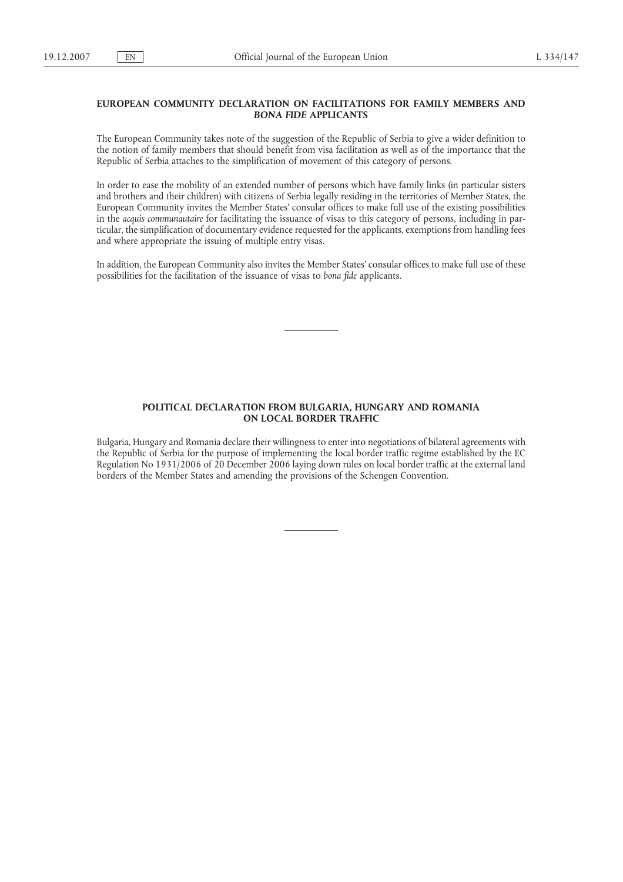## EUROPEAN COMMUNITY DECLARATION ON FACILITATIONS FOR FAMILY MEMBERS AND *BONA FIDE* APPLICANTS

The European Community takes note of the suggestion of the Republic of Serbia to give a wider definition to the notion of family members that should benefit from visa facilitation as well as of the importance that the Republic of Serbia attaches to the simplification of movement of this category of persons.

In order to ease the mobility of an extended number of persons which have family links (in particular sisters and brothers and their children) with citizens of Serbia legally residing in the territories of Member States, the European Community invites the Member States' consular offices to make full use of the existing possibilities in the *acquis communautaire* for facilitating the issuance of visas to this category of persons, including in particular, the simplification of documentary evidence requested for the applicants, exemptions from handling fees and where appropriate the issuing of multiple entry visas.

In addition, the European Community also invites the Member States' consular offices to make full use of these possibilities for the facilitation of the issuance of visas to *bona fide* applicants.

## POLITICAL DECLARATION FROM BULGARIA, HUNGARY AND ROMANIA ON LOCAL BORDER TRAFFIC

Bulgaria, Hungary and Romania declare their willingness to enter into negotiations of bilateral agreements with the Republic of Serbia for the purpose of implementing the local border traffic regime established by the EC Regulation No 1931/2006 of 20 December 2006 laying down rules on local border traffic at the external land borders of the Member States and amending the provisions of the Schengen Convention.